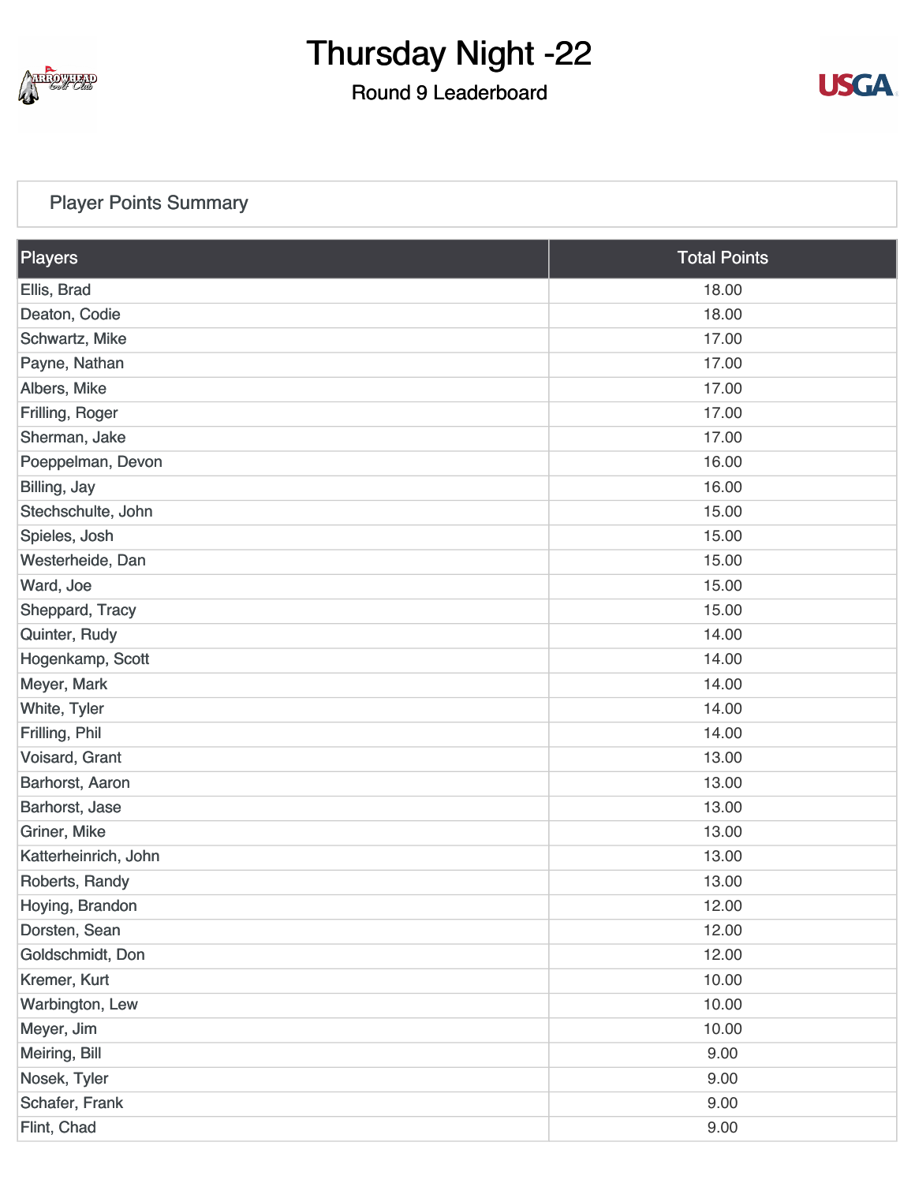# Thursday Night -22

## Round 9 Leaderboard

### Player Points Summary

| Players | Total Points |
| --- | --- |
| Ellis, Brad | 18.00 |
| Deaton, Codie | 18.00 |
| Schwartz, Mike | 17.00 |
| Payne, Nathan | 17.00 |
| Albers, Mike | 17.00 |
| Frilling, Roger | 17.00 |
| Sherman, Jake | 17.00 |
| Poeppelman, Devon | 16.00 |
| Billing, Jay | 16.00 |
| Stechschulte, John | 15.00 |
| Spieles, Josh | 15.00 |
| Westerheide, Dan | 15.00 |
| Ward, Joe | 15.00 |
| Sheppard, Tracy | 15.00 |
| Quinter, Rudy | 14.00 |
| Hogenkamp, Scott | 14.00 |
| Meyer, Mark | 14.00 |
| White, Tyler | 14.00 |
| Frilling, Phil | 14.00 |
| Voisard, Grant | 13.00 |
| Barhorst, Aaron | 13.00 |
| Barhorst, Jase | 13.00 |
| Griner, Mike | 13.00 |
| Katterheinrich, John | 13.00 |
| Roberts, Randy | 13.00 |
| Hoying, Brandon | 12.00 |
| Dorsten, Sean | 12.00 |
| Goldschmidt, Don | 12.00 |
| Kremer, Kurt | 10.00 |
| Warbington, Lew | 10.00 |
| Meyer, Jim | 10.00 |
| Meiring, Bill | 9.00 |
| Nosek, Tyler | 9.00 |
| Schafer, Frank | 9.00 |
| Flint, Chad | 9.00 |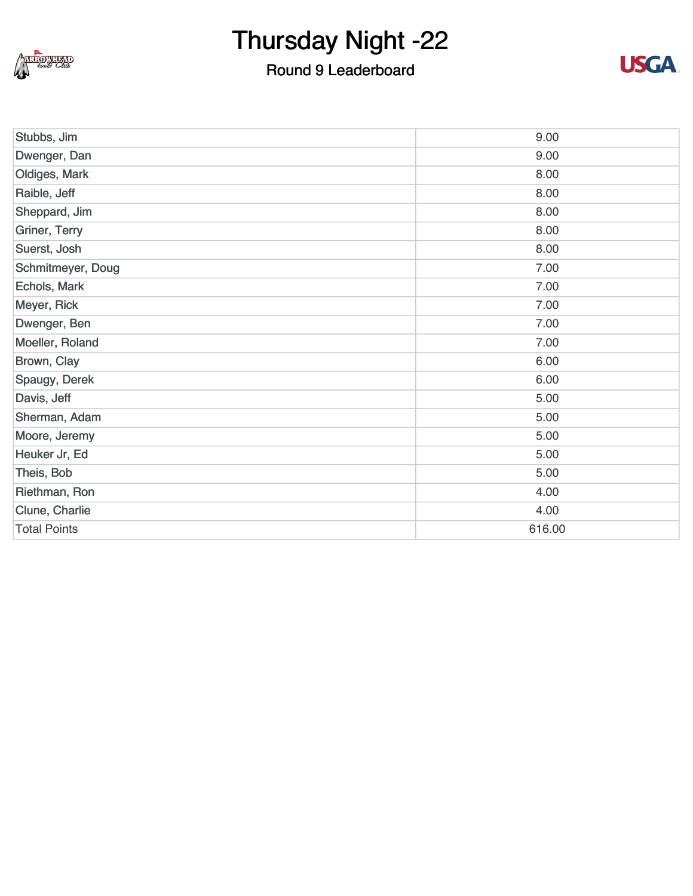# Thursday Night -22

## Round 9 Leaderboard

| | |
|---|---|
| Stubbs, Jim | 9.00 |
| Dwenger, Dan | 9.00 |
| Oldiges, Mark | 8.00 |
| Raible, Jeff | 8.00 |
| Sheppard, Jim | 8.00 |
| Griner, Terry | 8.00 |
| Suerst, Josh | 8.00 |
| Schmitmeyer, Doug | 7.00 |
| Echols, Mark | 7.00 |
| Meyer, Rick | 7.00 |
| Dwenger, Ben | 7.00 |
| Moeller, Roland | 7.00 |
| Brown, Clay | 6.00 |
| Spaugy, Derek | 6.00 |
| Davis, Jeff | 5.00 |
| Sherman, Adam | 5.00 |
| Moore, Jeremy | 5.00 |
| Heuker Jr, Ed | 5.00 |
| Theis, Bob | 5.00 |
| Riethman, Ron | 4.00 |
| Clune, Charlie | 4.00 |
| Total Points | 616.00 |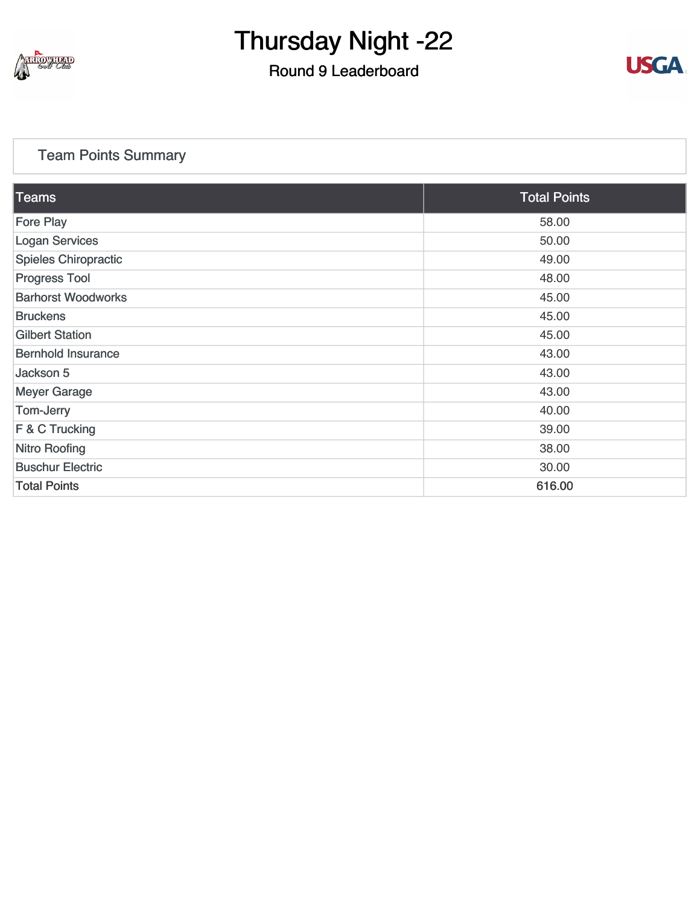# Thursday Night -22

## Round 9 Leaderboard

### Team Points Summary

| Teams | Total Points |
|---|---|
| Fore Play | 58.00 |
| Logan Services | 50.00 |
| Spieles Chiropractic | 49.00 |
| Progress Tool | 48.00 |
| Barhorst Woodworks | 45.00 |
| Bruckens | 45.00 |
| Gilbert Station | 45.00 |
| Bernhold Insurance | 43.00 |
| Jackson 5 | 43.00 |
| Meyer Garage | 43.00 |
| Tom-Jerry | 40.00 |
| F & C Trucking | 39.00 |
| Nitro Roofing | 38.00 |
| Buschur Electric | 30.00 |
| Total Points | 616.00 |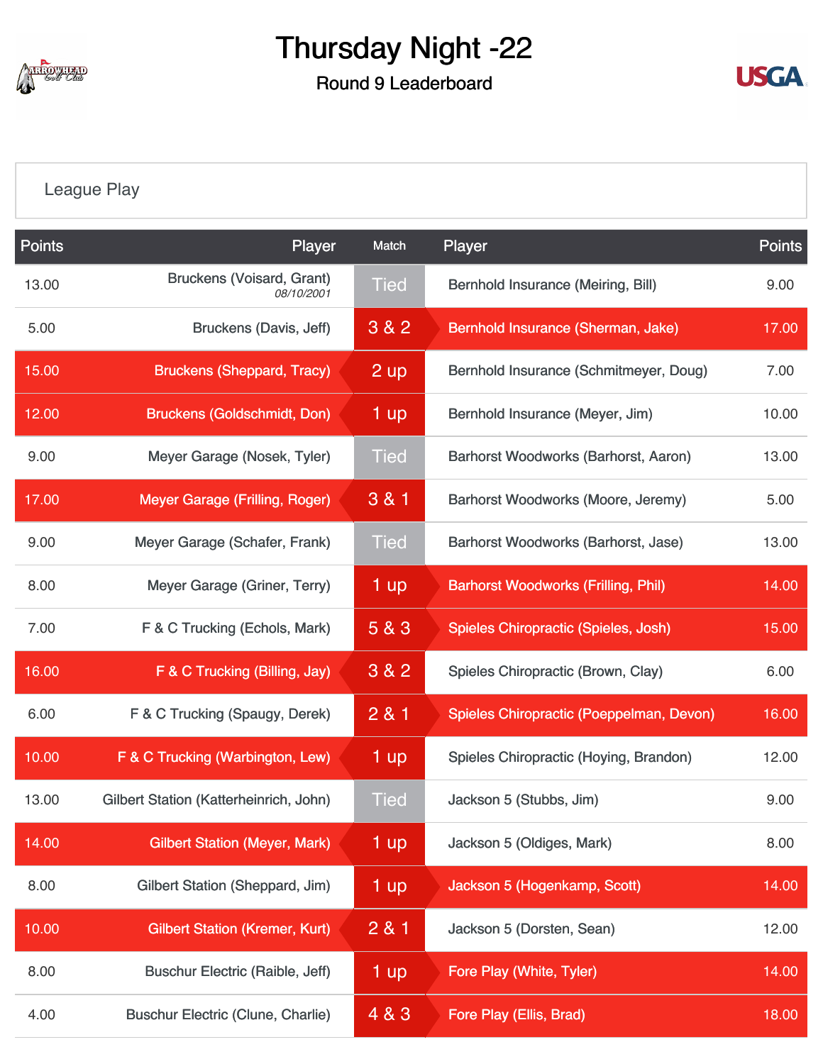# Thursday Night -22

Round 9 Leaderboard

League Play

| Points | Player | Match | Player | Points |
|---|---|---|---|---|
| 13.00 | Bruckens (Voisard, Grant) 08/10/2001 | Tied | Bernhold Insurance (Meiring, Bill) | 9.00 |
| 5.00 | Bruckens (Davis, Jeff) | 3 & 2 | Bernhold Insurance (Sherman, Jake) | 17.00 |
| 15.00 | Bruckens (Sheppard, Tracy) | 2 up | Bernhold Insurance (Schmitmeyer, Doug) | 7.00 |
| 12.00 | Bruckens (Goldschmidt, Don) | 1 up | Bernhold Insurance (Meyer, Jim) | 10.00 |
| 9.00 | Meyer Garage (Nosek, Tyler) | Tied | Barhorst Woodworks (Barhorst, Aaron) | 13.00 |
| 17.00 | Meyer Garage (Frilling, Roger) | 3 & 1 | Barhorst Woodworks (Moore, Jeremy) | 5.00 |
| 9.00 | Meyer Garage (Schafer, Frank) | Tied | Barhorst Woodworks (Barhorst, Jase) | 13.00 |
| 8.00 | Meyer Garage (Griner, Terry) | 1 up | Barhorst Woodworks (Frilling, Phil) | 14.00 |
| 7.00 | F & C Trucking (Echols, Mark) | 5 & 3 | Spieles Chiropractic (Spieles, Josh) | 15.00 |
| 16.00 | F & C Trucking (Billing, Jay) | 3 & 2 | Spieles Chiropractic (Brown, Clay) | 6.00 |
| 6.00 | F & C Trucking (Spaugy, Derek) | 2 & 1 | Spieles Chiropractic (Poeppelman, Devon) | 16.00 |
| 10.00 | F & C Trucking (Warbington, Lew) | 1 up | Spieles Chiropractic (Hoying, Brandon) | 12.00 |
| 13.00 | Gilbert Station (Katterheinrich, John) | Tied | Jackson 5 (Stubbs, Jim) | 9.00 |
| 14.00 | Gilbert Station (Meyer, Mark) | 1 up | Jackson 5 (Oldiges, Mark) | 8.00 |
| 8.00 | Gilbert Station (Sheppard, Jim) | 1 up | Jackson 5 (Hogenkamp, Scott) | 14.00 |
| 10.00 | Gilbert Station (Kremer, Kurt) | 2 & 1 | Jackson 5 (Dorsten, Sean) | 12.00 |
| 8.00 | Buschur Electric (Raible, Jeff) | 1 up | Fore Play (White, Tyler) | 14.00 |
| 4.00 | Buschur Electric (Clune, Charlie) | 4 & 3 | Fore Play (Ellis, Brad) | 18.00 |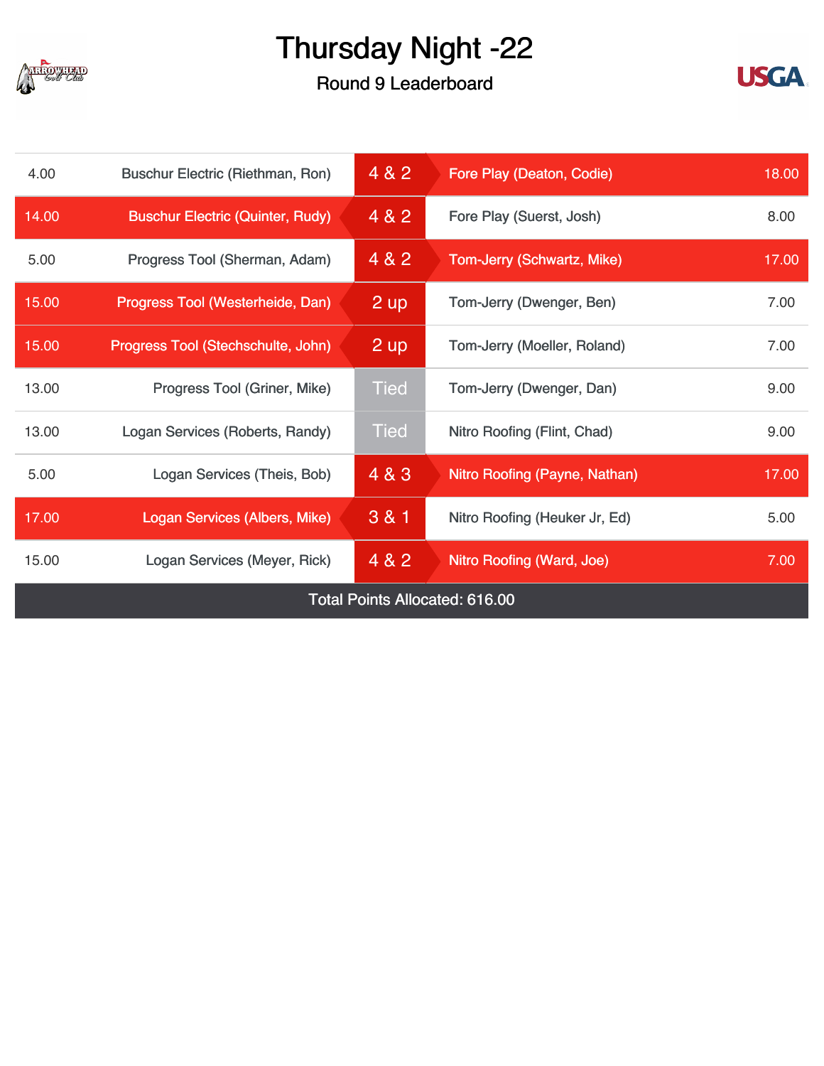# Thursday Night -22

## Round 9 Leaderboard

| Points | Player | Result | Player | Points |
|---|---|---|---|---|
| 4.00 | Buschur Electric (Riethman, Ron) | 4 & 2 | Fore Play (Deaton, Codie) | 18.00 |
| 14.00 | Buschur Electric (Quinter, Rudy) | 4 & 2 | Fore Play (Suerst, Josh) | 8.00 |
| 5.00 | Progress Tool (Sherman, Adam) | 4 & 2 | Tom-Jerry (Schwartz, Mike) | 17.00 |
| 15.00 | Progress Tool (Westerheide, Dan) | 2 up | Tom-Jerry (Dwenger, Ben) | 7.00 |
| 15.00 | Progress Tool (Stechschulte, John) | 2 up | Tom-Jerry (Moeller, Roland) | 7.00 |
| 13.00 | Progress Tool (Griner, Mike) | Tied | Tom-Jerry (Dwenger, Dan) | 9.00 |
| 13.00 | Logan Services (Roberts, Randy) | Tied | Nitro Roofing (Flint, Chad) | 9.00 |
| 5.00 | Logan Services (Theis, Bob) | 4 & 3 | Nitro Roofing (Payne, Nathan) | 17.00 |
| 17.00 | Logan Services (Albers, Mike) | 3 & 1 | Nitro Roofing (Heuker Jr, Ed) | 5.00 |
| 15.00 | Logan Services (Meyer, Rick) | 4 & 2 | Nitro Roofing (Ward, Joe) | 7.00 |

Total Points Allocated: 616.00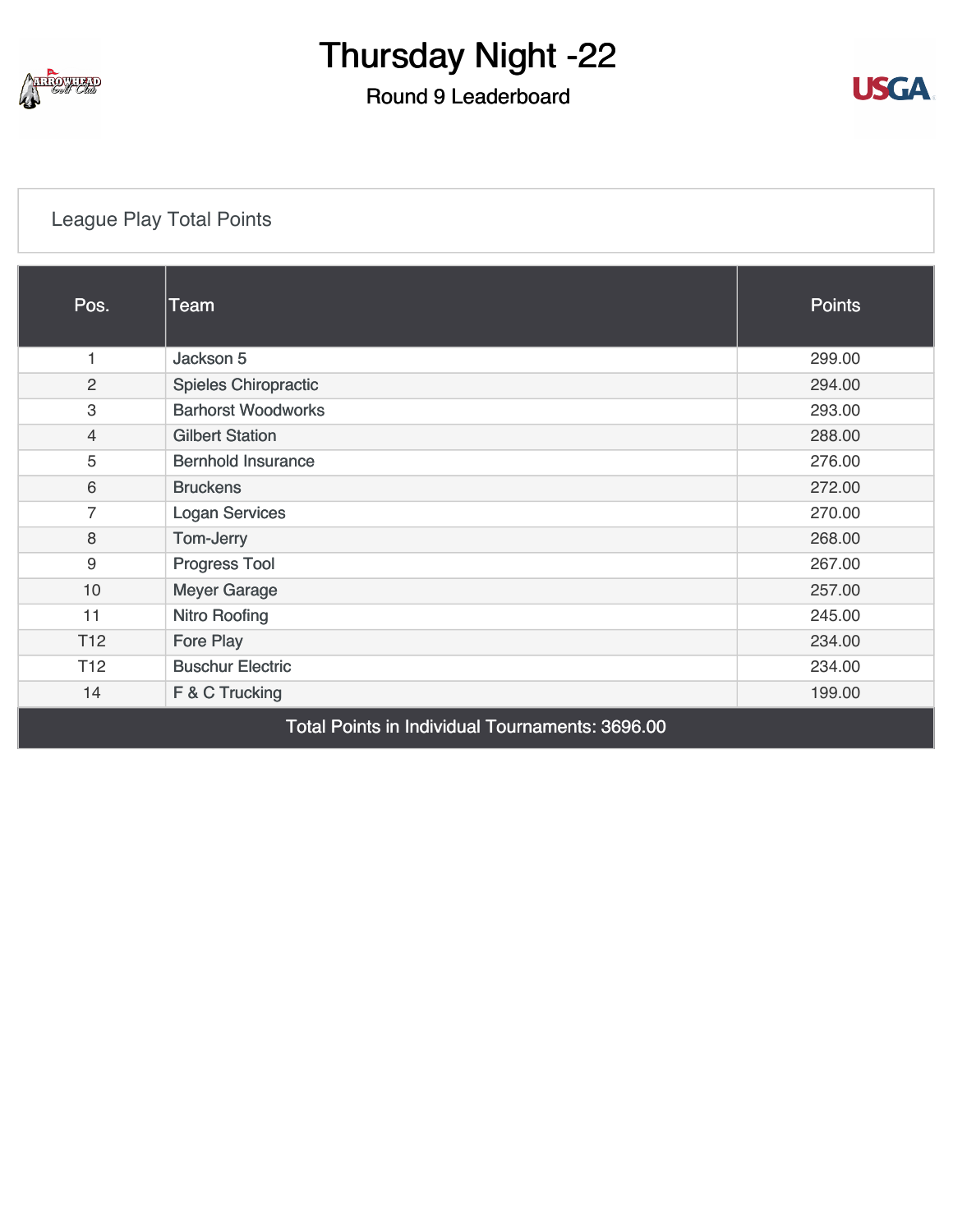# Thursday Night -22

## Round 9 Leaderboard

League Play Total Points

| Pos. | Team | Points |
|---|---|---|
| 1 | Jackson 5 | 299.00 |
| 2 | Spieles Chiropractic | 294.00 |
| 3 | Barhorst Woodworks | 293.00 |
| 4 | Gilbert Station | 288.00 |
| 5 | Bernhold Insurance | 276.00 |
| 6 | Bruckens | 272.00 |
| 7 | Logan Services | 270.00 |
| 8 | Tom-Jerry | 268.00 |
| 9 | Progress Tool | 267.00 |
| 10 | Meyer Garage | 257.00 |
| 11 | Nitro Roofing | 245.00 |
| T12 | Fore Play | 234.00 |
| T12 | Buschur Electric | 234.00 |
| 14 | F & C Trucking | 199.00 |

Total Points in Individual Tournaments: 3696.00